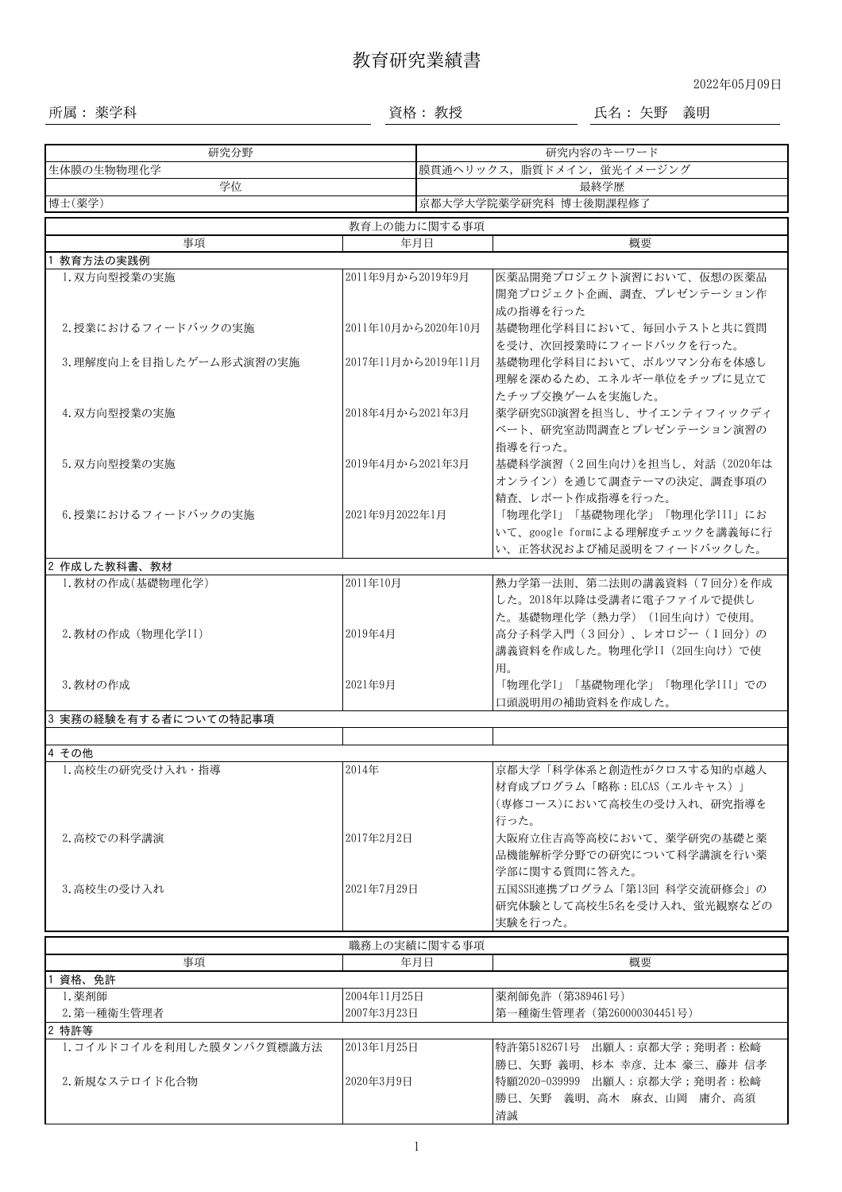# 教育研究業績書

2022年05月09日

所属：薬学科　　資格：教授　　氏名：矢野　義明

| 研究分野 | 研究内容のキーワード |
| --- | --- |
| 生体膜の生物物理化学 | 膜貫通ヘリックス，脂質ドメイン，蛍光イメージング |
| 学位 | 最終学歴 |
| 博士(薬学) | 京都大学大学院薬学研究科 博士後期課程修了 |

## 教育上の能力に関する事項

| 事項 | 年月日 | 概要 |
| --- | --- | --- |
| **1 教育方法の実践例** | | |
| 1.双方向型授業の実施 | 2011年9月から2019年9月 | 医薬品開発プロジェクト演習において、仮想の医薬品開発プロジェクト企画、調査、プレゼンテーション作成の指導を行った |
| 2.授業におけるフィードバックの実施 | 2011年10月から2020年10月 | 基礎物理化学科目において、毎回小テストと共に質問を受け、次回授業時にフィードバックを行った。 |
| 3.理解度向上を目指したゲーム形式演習の実施 | 2017年11月から2019年11月 | 基礎物理化学科目において、ボルツマン分布を体感し理解を深めるため、エネルギー単位をチップに見立てたチップ交換ゲームを実施した。 |
| 4.双方向型授業の実施 | 2018年4月から2021年3月 | 薬学研究SGD演習を担当し、サイエンティフィックディベート、研究室訪問調査とプレゼンテーション演習の指導を行った。 |
| 5.双方向型授業の実施 | 2019年4月から2021年3月 | 基礎科学演習（２回生向け)を担当し、対話（2020年はオンライン）を通じて調査テーマの決定、調査事項の精査、レポート作成指導を行った。 |
| 6.授業におけるフィードバックの実施 | 2021年9月2022年1月 | 「物理化学I」「基礎物理化学」「物理化学III」において、google formによる理解度チェックを講義毎に行い、正答状況および補足説明をフィードバックした。 |
| **2 作成した教科書、教材** | | |
| 1.教材の作成(基礎物理化学) | 2011年10月 | 熱力学第一法則、第二法則の講義資料（７回分)を作成した。2018年以降は受講者に電子ファイルで提供した。基礎物理化学（熱力学）(1回生向け）で使用。 |
| 2.教材の作成（物理化学II） | 2019年4月 | 高分子科学入門（３回分）、レオロジー（１回分）の講義資料を作成した。物理化学II (2回生向け）で使用。 |
| 3.教材の作成 | 2021年9月 | 「物理化学I」「基礎物理化学」「物理化学III」での口頭説明用の補助資料を作成した。 |
| **3 実務の経験を有する者についての特記事項** | | |
| | | |
| **4 その他** | | |
| 1.高校生の研究受け入れ・指導 | 2014年 | 京都大学「科学体系と創造性がクロスする知的卓越人材育成プログラム「略称：ELCAS（エルキャス）」(専修コース)において高校生の受け入れ、研究指導を行った。 |
| 2.高校での科学講演 | 2017年2月2日 | 大阪府立住吉高等高校において、薬学研究の基礎と薬品機能解析学分野での研究について科学講演を行い薬学部に関する質問に答えた。 |
| 3.高校生の受け入れ | 2021年7月29日 | 五国SSH連携プログラム「第13回 科学交流研修会」の研究体験として高校生5名を受け入れ、蛍光観察などの実験を行った。 |

## 職務上の実績に関する事項

| 事項 | 年月日 | 概要 |
| --- | --- | --- |
| **1 資格、免許** | | |
| 1.薬剤師 | 2004年11月25日 | 薬剤師免許（第389461号） |
| 2.第一種衛生管理者 | 2007年3月23日 | 第一種衛生管理者（第260000304451号） |
| **2 特許等** | | |
| 1.コイルドコイルを利用した膜タンパク質標識方法 | 2013年1月25日 | 特許第5182671号　出願人：京都大学；発明者：松崎勝巳、矢野 義明、杉本 幸彦、辻本 豪三、藤井 信孝 |
| 2.新規なステロイド化合物 | 2020年3月9日 | 特願2020-039999　出願人：京都大学；発明者：松崎勝巳、矢野　義明、高木　麻衣、山岡　庸介、高須清誠 |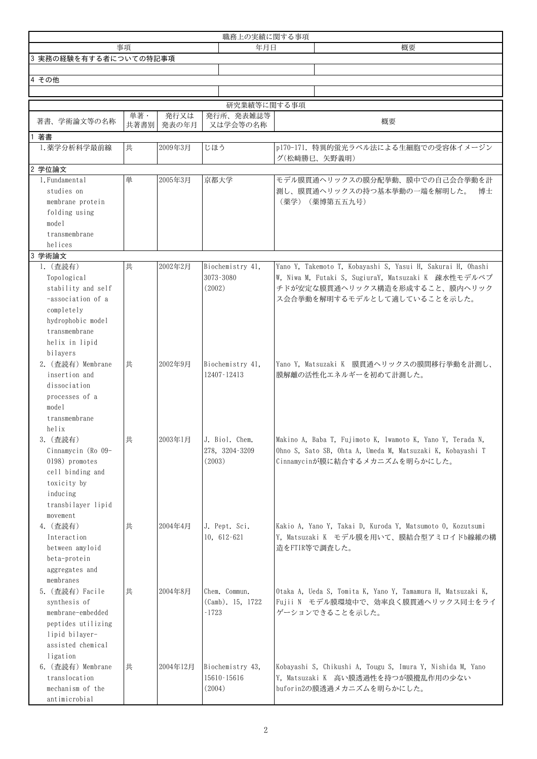| 職務上の実績に関する事項 | | |
|---|---|---|
| 事項 | 年月日 | 概要 |
| 3 実務の経験を有する者についての特記事項 | | |
| | | |
| 4 その他 | | |
| | | |

| 研究業績等に関する事項 | | | | |
|---|---|---|---|---|
| 著書、学術論文等の名称 | 単著・共著書別 | 発行又は発表の年月 | 発行所、発表雑誌等又は学会等の名称 | 概要 |
| 1 著書 | | | | |
| 1.薬学分析科学最前線 | 共 | 2009年3月 | じほう | p170-171. 特異的蛍光ラベル法による生細胞での受容体イメージング(松崎勝巳、矢野義明) |
| 2 学位論文 | | | | |
| 1.Fundamental studies on membrane protein folding using model transmembrane helices | 単 | 2005年3月 | 京都大学 | モデル膜貫通ヘリックスの膜分配挙動、膜中での自己会合挙動を計測し、膜貫通ヘリックスの持つ基本挙動の一端を解明した。　博士（薬学）（薬博第五五九号） |
| 3 学術論文 | | | | |
| 1.（査読有） Topological stability and self -association of a completely hydrophobic model transmembrane helix in lipid bilayers | 共 | 2002年2月 | Biochemistry 41, 3073-3080 (2002) | Yano Y, Takemoto T, Kobayashi S, Yasui H, Sakurai H, Ohashi W, Niwa M, Futaki S, SugiuraY, Matsuzaki K　疎水性モデルペプチドが安定な膜貫通ヘリックス構造を形成すること、膜内ヘリックス会合挙動を解明するモデルとして適していることを示した。 |
| 2.（査読有）Membrane insertion and dissociation processes of a model transmembrane helix | 共 | 2002年9月 | Biochemistry 41, 12407-12413 | Yano Y, Matsuzaki K　膜貫通ヘリックスの膜間移行挙動を計測し、膜解離の活性化エネルギーを初めて計測した。 |
| 3.（査読有） Cinnamycin (Ro 09-0198) promotes cell binding and toxicity by inducing transbilayer lipid movement | 共 | 2003年1月 | J. Biol. Chem. 278, 3204-3209 (2003) | Makino A, Baba T, Fujimoto K, Iwamoto K, Yano Y, Terada N, Ohno S, Sato SB, Ohta A, Umeda M, Matsuzaki K, Kobayashi T　Cinnamycinが膜に結合するメカニズムを明らかにした。 |
| 4.（査読有） Interaction between amyloid beta-protein aggregates and membranes | 共 | 2004年4月 | J. Pept. Sci. 10, 612-621 | Kakio A, Yano Y, Takai D, Kuroda Y, Matsumoto O, Kozutsumi Y, Matsuzaki K　モデル膜を用いて、膜結合型アミロイドb線維の構造をFTIR等で調査した。 |
| 5.（査読有）Facile synthesis of membrane-embedded peptides utilizing lipid bilayer-assisted chemical ligation | 共 | 2004年8月 | Chem. Commun. (Camb). 15, 1722 -1723 | Otaka A, Ueda S, Tomita K, Yano Y, Tamamura H, Matsuzaki K, Fujii N　モデル膜環境中で、効率良く膜貫通ヘリックス同士をライゲーションできることを示した。 |
| 6.（査読有）Membrane translocation mechanism of the antimicrobial | 共 | 2004年12月 | Biochemistry 43, 15610-15616 (2004) | Kobayashi S, Chikushi A, Tougu S, Imura Y, Nishida M, Yano Y, Matsuzaki K　高い膜透過性を持つが膜攪乱作用の少ないbuforin2の膜透過メカニズムを明らかにした。 |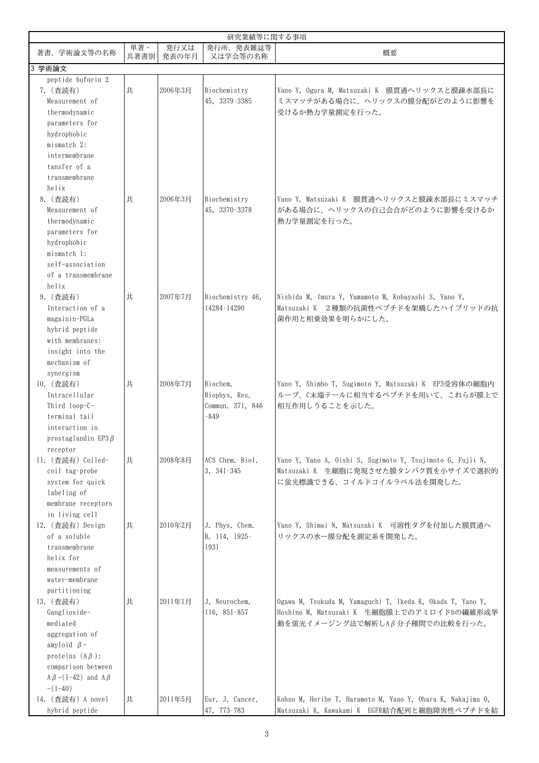| 研究業績等に関する事項 | | | | |
|---|---|---|---|---|
| 著書、学術論文等の名称 | 単著・共著書別 | 発行又は発表の年月 | 発行所、発表雑誌等又は学会等の名称 | 概要 |
| 3 学術論文 | | | | |
| peptide buforin 2 | | | | |
| 7. (査読有) Measurement of thermodynamic parameters for hydrophobic mismatch 2: intermembrane tansfer of a transmembrane helix | 共 | 2006年3月 | Biochemistry 45, 3379-3385 | Yano Y, Ogura M, Matsuzaki K 膜貫通ヘリックスと膜疎水部長にミスマッチがある場合に、ヘリックスの膜分配がどのように影響を受けるか熱力学量測定を行った。 |
| 8. (査読有) Measurement of thermodynamic parameters for hydrophobic mismatch 1: self-association of a transmembrane helix | 共 | 2006年3月 | Biochemistry 45, 3370-3378 | Yano Y, Matsuzaki K 膜貫通ヘリックスと膜疎水部長にミスマッチがある場合に、ヘリックスの自己会合がどのように影響を受けるか熱力学量測定を行った。 |
| 9. (査読有) Interaction of a magainin-PGLa hybrid peptide with membranes: insight into the mechanism of synergism | 共 | 2007年7月 | Biochemistry 46, 14284-14290 | Nishida M, Imura Y, Yamamoto M, Kobayashi S, Yano Y, Matsuzaki K 2種類の抗菌性ペプチドを架橋したハイブリッドの抗菌作用と相乗効果を明らかにした。 |
| 10. (査読有) Intracellular Third loop-C-terminal tail interaction in prostaglandin EP3$\beta$ receptor | 共 | 2008年7月 | Biochem. Biophys. Res. Commun. 371, 846-849 | Yano Y, Shimbo T, Sugimoto Y, Matsuzaki K EP3受容体の細胞内ループ、C末端テールに相当するペプチドを用いて、これらが膜上で相互作用しうることを示した。 |
| 11. (査読有) Coiled-coil tag-probe system for quick labeling of membrane receptors in living cell | 共 | 2008年8月 | ACS Chem. Biol. 3, 341-345 | Yano Y, Yano A, Oishi S, Sugimoto Y, Tsujimoto G, Fujii N, Matsuzaki K 生細胞に発現させた膜タンパク質を小サイズで選択的に蛍光標識できる、コイルドコイルラベル法を開発した。 |
| 12. (査読有) Design of a soluble transmembrane helix for measurements of water-membrane partitioning | 共 | 2010年2月 | J. Phys. Chem. B. 114, 1925-1931 | Yano Y, Shimai N, Matsuzaki K 可溶性タグを付加した膜貫通ヘリックスの水ー膜分配を測定系を開発した。 |
| 13. (査読有) Ganglioside-mediated aggregation of amyloid $\beta$-proteins (A$\beta$): comparison between A$\beta$-(1-42) and A$\beta$-(1-40) | 共 | 2011年1月 | J. Neurochem. 116, 851-857 | Ogawa M, Tsukuda M, Yamaguchi T, Ikeda K, Okada T, Yano Y, Hoshino M, Matsuzaki K 生細胞膜上でのアミロイドbの纖維形成挙動を蛍光イメージング法で解析しA$\beta$分子種間での比較を行った。 |
| 14. (査読有) A novel hybrid peptide | 共 | 2011年5月 | Eur. J. Cancer. 47, 773-783 | Kohno M, Horibe T, Haramoto M, Yano Y, Ohara K, Nakajima O, Matsuzaki K, Kawakami K EGFR結合配列と細胞障害性ペプチドを結 |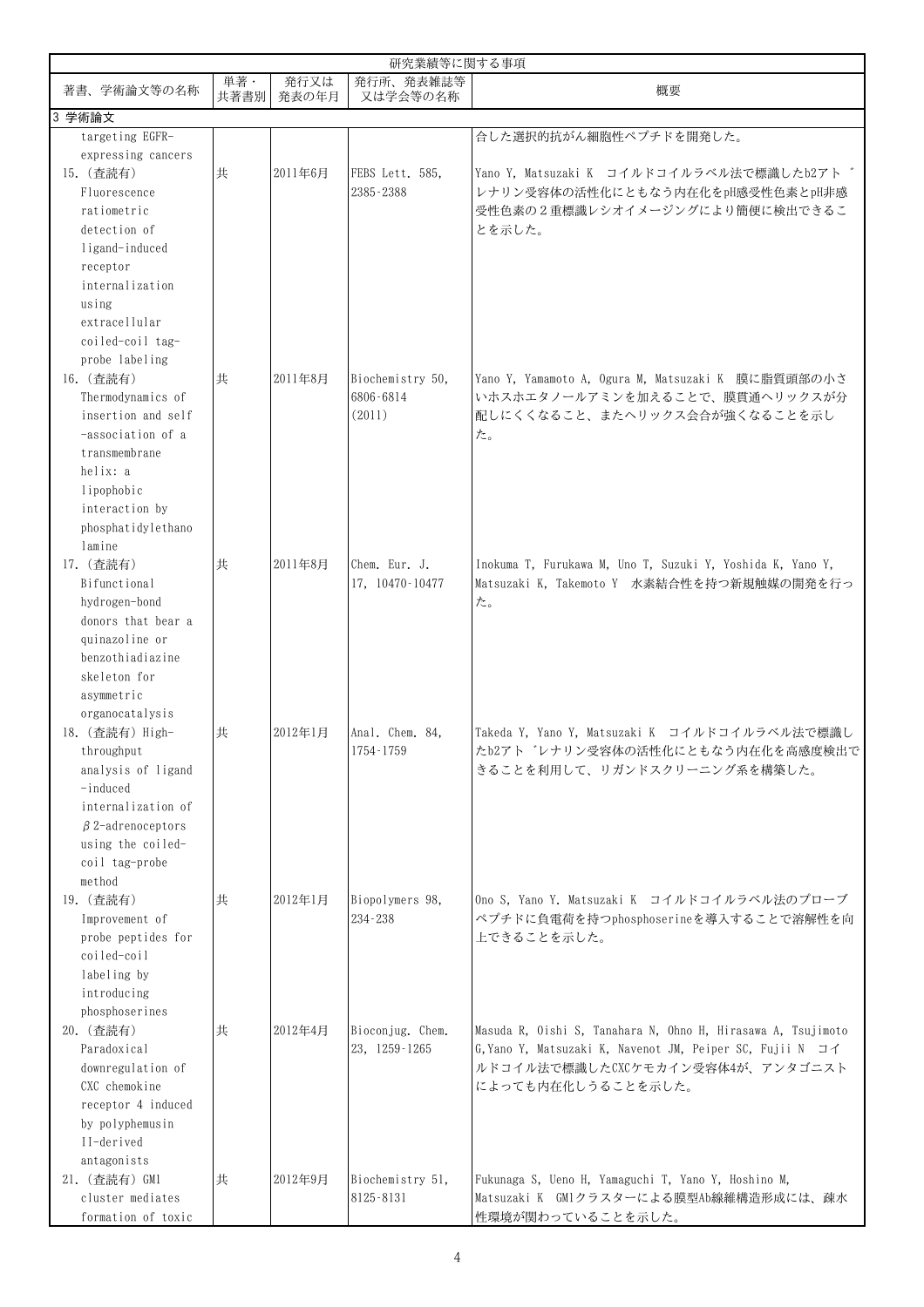| 研究業績等に関する事項 | | | | |
|---|---|---|---|---|
| 著書、学術論文等の名称 | 単著・共著書別 | 発行又は発表の年月 | 発行所、発表雑誌等又は学会等の名称 | 概要 |
| 3 学術論文 | | | | |
| targeting EGFR-expressing cancers | | | | 合した選択的抗がん細胞性ペプチドを開発した。 |
| 15.（査読有）Fluorescence ratiometric detection of ligand-induced receptor internalization using extracellular coiled-coil tag-probe labeling | 共 | 2011年6月 | FEBS Lett. 585, 2385-2388 | Yano Y, Matsuzaki K コイルドコイルラベル法で標識したb2アドレナリン受容体の活性化にともなう内在化をpH感受性色素とpH非感受性色素の２重標識レシオイメージングにより簡便に検出できることを示した。 |
| 16.（査読有）Thermodynamics of insertion and self-association of a transmembrane helix: a lipophobic interaction by phosphatidylethanolamine | 共 | 2011年8月 | Biochemistry 50, 6806-6814 (2011) | Yano Y, Yamamoto A, Ogura M, Matsuzaki K 膜に脂質頭部の小さいホスホエタノールアミンを加えることで、膜貫通ヘリックスが分配しにくくなること、またヘリックス会合が強くなることを示した。 |
| 17.（査読有）Bifunctional hydrogen-bond donors that bear a quinazoline or benzothiadiazine skeleton for asymmetric organocatalysis | 共 | 2011年8月 | Chem. Eur. J. 17, 10470-10477 | Inokuma T, Furukawa M, Uno T, Suzuki Y, Yoshida K, Yano Y, Matsuzaki K, Takemoto Y 水素結合性を持つ新規触媒の開発を行った。 |
| 18.（査読有）High-throughput analysis of ligand-induced internalization of β2-adrenoceptors using the coiled-coil tag-probe method | 共 | 2012年1月 | Anal. Chem. 84, 1754-1759 | Takeda Y, Yano Y, Matsuzaki K コイルドコイルラベル法で標識したb2アドレナリン受容体の活性化にともなう内在化を高感度検出できることを利用して、リガンドスクリーニング系を構築した。 |
| 19.（査読有）Improvement of probe peptides for coiled-coil labeling by introducing phosphoserines | 共 | 2012年1月 | Biopolymers 98, 234-238 | Ono S, Yano Y. Matsuzaki K コイルドコイルラベル法のプローブペプチドに負電荷を持つphosphoserineを導入することで溶解性を向上できることを示した。 |
| 20.（査読有）Paradoxical downregulation of CXC chemokine receptor 4 induced by polyphemusin II-derived antagonists | 共 | 2012年4月 | Bioconjug. Chem. 23, 1259-1265 | Masuda R, Oishi S, Tanahara N, Ohno H, Hirasawa A, Tsujimoto G,Yano Y, Matsuzaki K, Navenot JM, Peiper SC, Fujii N コイルドコイル法で標識したCXCケモカイン受容体4が、アンタゴニストによっても内在化しうることを示した。 |
| 21.（査読有）GM1 cluster mediates formation of toxic | 共 | 2012年9月 | Biochemistry 51, 8125-8131 | Fukunaga S, Ueno H, Yamaguchi T, Yano Y, Hoshino M, Matsuzaki K GM1クラスターによる膜型Ab線維構造形成には、疎水性環境が関わっていることを示した。 |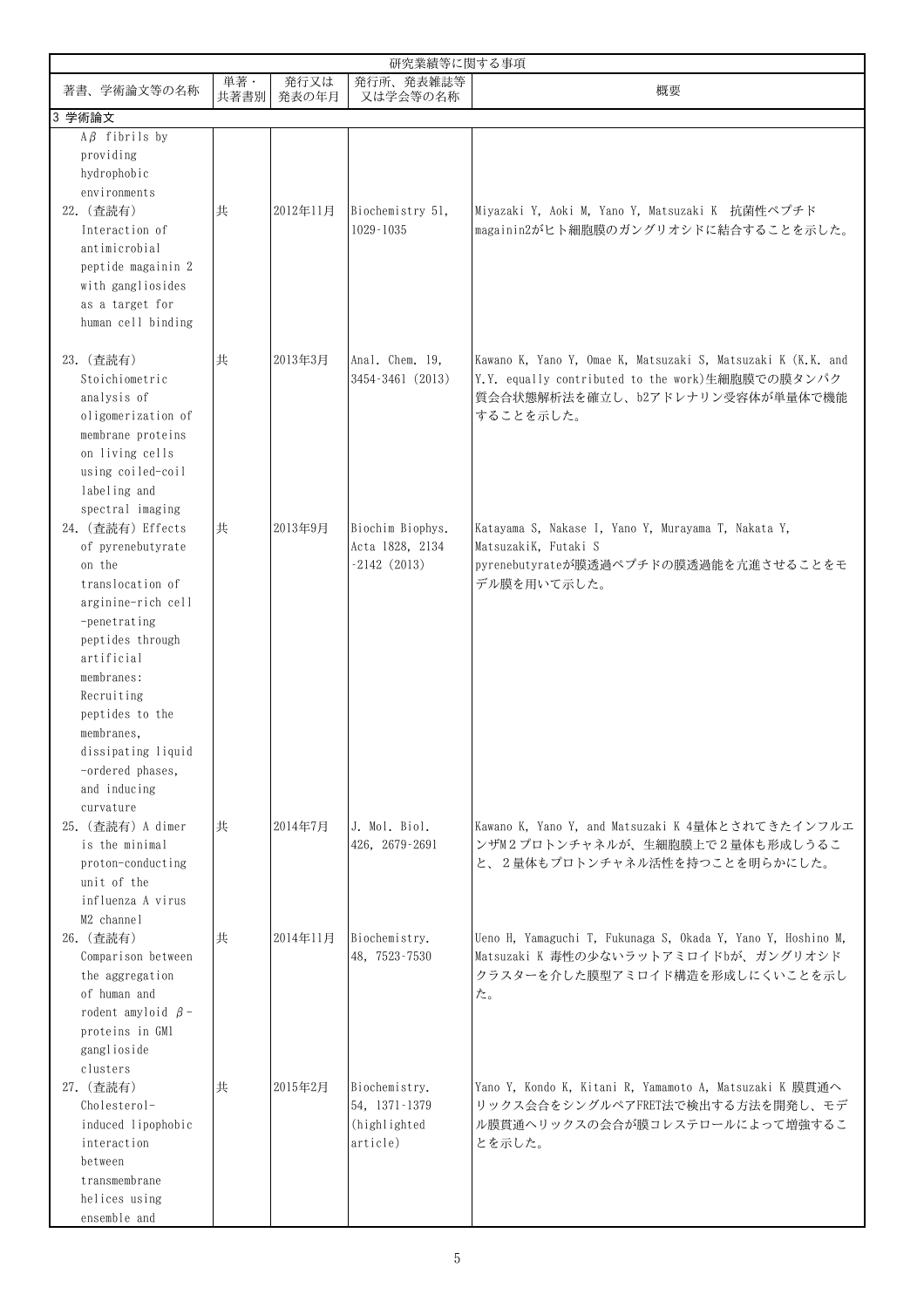| 研究業績等に関する事項 | | | | |
|---|---|---|---|---|
| 著書、学術論文等の名称 | 単著・共著書別 | 発行又は発表の年月 | 発行所、発表雑誌等又は学会等の名称 | 概要 |
| 3 学術論文 | | | | |
| Aβ fibrils by providing hydrophobic environments | | | | |
| 22. (査読有) Interaction of antimicrobial peptide magainin 2 with gangliosides as a target for human cell binding | 共 | 2012年11月 | Biochemistry 51, 1029-1035 | Miyazaki Y, Aoki M, Yano Y, Matsuzaki K 抗菌性ペプチドmagainin2がヒト細胞膜のガングリオシドに結合することを示した。 |
| 23. (査読有) Stoichiometric analysis of oligomerization of membrane proteins on living cells using coiled-coil labeling and spectral imaging | 共 | 2013年3月 | Anal. Chem. 19, 3454-3461 (2013) | Kawano K, Yano Y, Omae K, Matsuzaki S, Matsuzaki K (K.K. and Y.Y. equally contributed to the work)生細胞膜での膜タンパク質会合状態解析法を確立し、b2アドレナリン受容体が単量体で機能することを示した。 |
| 24. (査読有) Effects of pyrenebutyrate on the translocation of arginine-rich cell-penetrating peptides through artificial membranes: Recruiting peptides to the membranes, dissipating liquid-ordered phases, and inducing curvature | 共 | 2013年9月 | Biochim Biophys. Acta 1828, 2134-2142 (2013) | Katayama S, Nakase I, Yano Y, Murayama T, Nakata Y, MatsuzakiK, Futaki S pyrenebutyrateが膜透過ペプチドの膜透過能を亢進させることをモデル膜を用いて示した。 |
| 25. (査読有) A dimer is the minimal proton-conducting unit of the influenza A virus M2 channel | 共 | 2014年7月 | J. Mol. Biol. 426, 2679-2691 | Kawano K, Yano Y, and Matsuzaki K 4量体とされてきたインフルエンザM2プロトンチャネルが、生細胞膜上で2量体も形成しうること、2量体もプロトンチャネル活性を持つことを明らかにした。 |
| 26. (査読有) Comparison between the aggregation of human and rodent amyloid β-proteins in GM1 ganglioside clusters | 共 | 2014年11月 | Biochemistry. 48, 7523-7530 | Ueno H, Yamaguchi T, Fukunaga S, Okada Y, Yano Y, Hoshino M, Matsuzaki K 毒性の少ないラットアミロイドbが、ガングリオシドクラスターを介した膜型アミロイド構造を形成しにくいことを示した。 |
| 27. (査読有) Cholesterol-induced lipophobic interaction between transmembrane helices using ensemble and | 共 | 2015年2月 | Biochemistry. 54, 1371-1379 (highlighted article) | Yano Y, Kondo K, Kitani R, Yamamoto A, Matsuzaki K 膜貫通ヘリックス会合をシングルペアFRET法で検出する方法を開発し、モデル膜貫通ヘリックスの会合が膜コレステロールによって増強することを示した。 |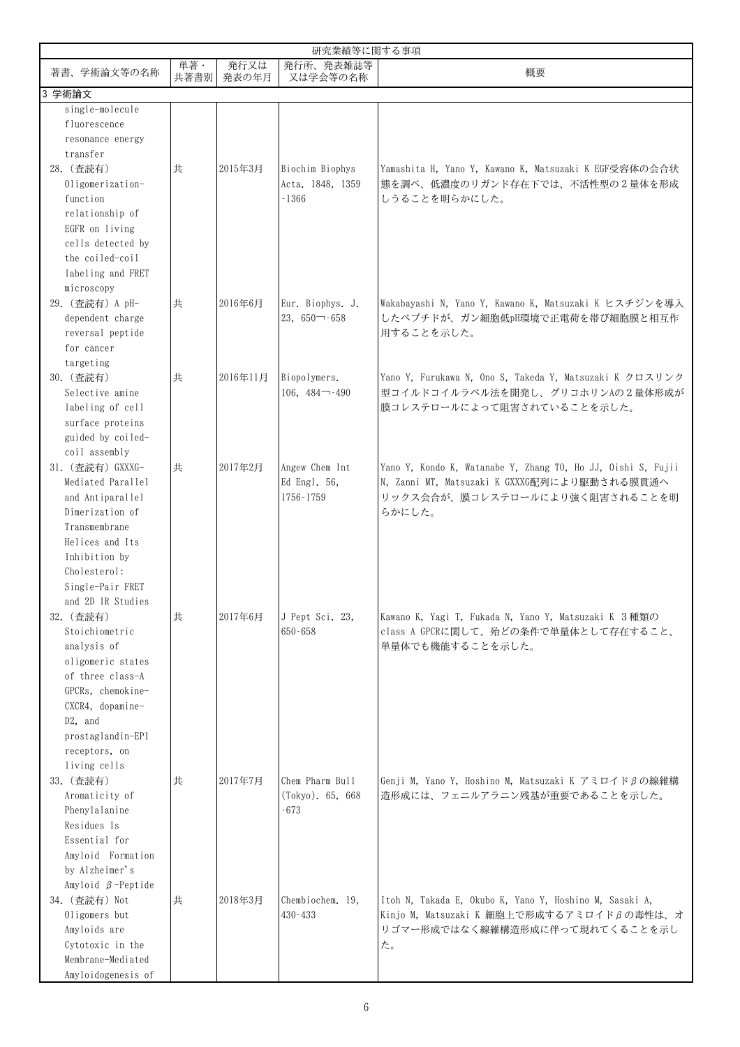| 研究業績等に関する事項 | | | | |
|---|---|---|---|---|
| 著書、学術論文等の名称 | 単著・共著書別 | 発行又は発表の年月 | 発行所、発表雑誌等又は学会等の名称 | 概要 |
| 3 学術論文 | | | | |
| single-molecule fluorescence resonance energy transfer | | | | |
| 28. (査読有) Oligomerization-function relationship of EGFR on living cells detected by the coiled-coil labeling and FRET microscopy | 共 | 2015年3月 | Biochim Biophys Acta. 1848, 1359-1366 | Yamashita H, Yano Y, Kawano K, Matsuzaki K EGF受容体の会合状態を調べ、低濃度のリガンド存在下では、不活性型の２量体を形成しうることを明らかにした。 |
| 29. (査読有) A pH-dependent charge reversal peptide for cancer targeting | 共 | 2016年6月 | Eur. Biophys. J. 23, 650‐658 | Wakabayashi N, Yano Y, Kawano K, Matsuzaki K ヒスチジンを導入したペプチドが、ガン細胞低pH環境で正電荷を帯び細胞膜と相互作用することを示した。 |
| 30. (査読有) Selective amine labeling of cell surface proteins guided by coiled-coil assembly | 共 | 2016年11月 | Biopolymers. 106, 484‐490 | Yano Y, Furukawa N, Ono S, Takeda Y, Matsuzaki K クロスリンク型コイルドコイルラベル法を開発し、グリコホリンAの２量体形成が膜コレステロールによって阻害されていることを示した。 |
| 31. (査読有) GXXXG-Mediated Parallel and Antiparallel Dimerization of Transmembrane Helices and Its Inhibition by Cholesterol: Single-Pair FRET and 2D IR Studies | 共 | 2017年2月 | Angew Chem Int Ed Engl. 56, 1756-1759 | Yano Y, Kondo K, Watanabe Y, Zhang TO, Ho JJ, Oishi S, Fujii N, Zanni MT, Matsuzaki K GXXXG配列により駆動される膜貫通へリックス会合が、膜コレステロールにより強く阻害されることを明らかにした。 |
| 32. (査読有) Stoichiometric analysis of oligomeric states of three class-A GPCRs, chemokine-CXCR4, dopamine-D2, and prostaglandin-EP1 receptors, on living cells | 共 | 2017年6月 | J Pept Sci. 23, 650-658 | Kawano K, Yagi T, Fukada N, Yano Y, Matsuzaki K ３種類のclass A GPCRに関して、殆どの条件で単量体として存在すること、単量体でも機能することを示した。 |
| 33. (査読有) Aromaticity of Phenylalanine Residues Is Essential for Amyloid Formation by Alzheimer's Amyloid β-Peptide | 共 | 2017年7月 | Chem Pharm Bull (Tokyo). 65, 668-673 | Genji M, Yano Y, Hoshino M, Matsuzaki K アミロイドβの線維構造形成には、フェニルアラニン残基が重要であることを示した。 |
| 34. (査読有) Not Oligomers but Amyloids are Cytotoxic in the Membrane-Mediated Amyloidogenesis of | 共 | 2018年3月 | Chembiochem. 19, 430-433 | Itoh N, Takada E, Okubo K, Yano Y, Hoshino M, Sasaki A, Kinjo M, Matsuzaki K 細胞上で形成するアミロイドβの毒性は、オリゴマー形成ではなく線維構造形成に伴って現れてくることを示した。 |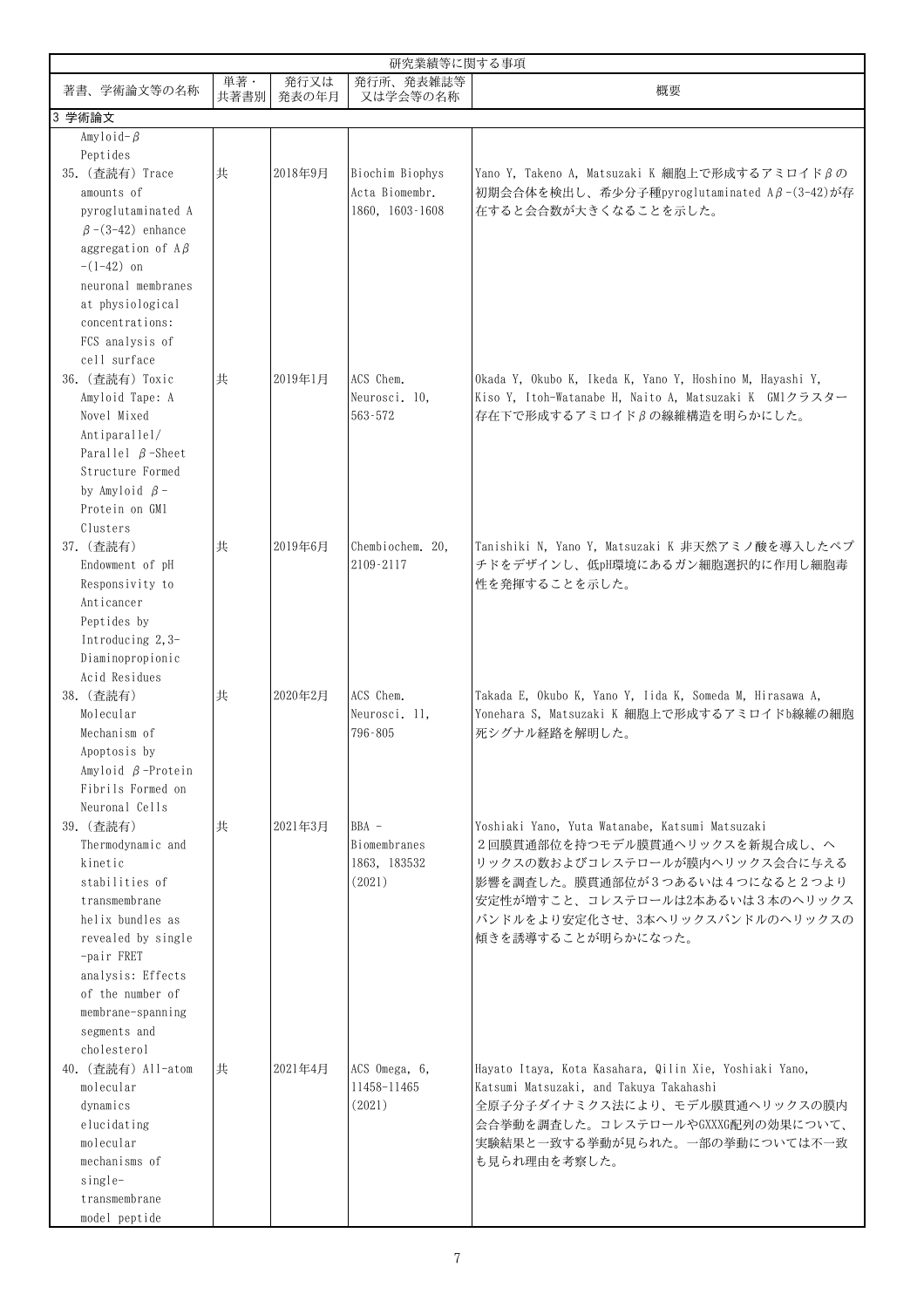| 研究業績等に関する事項 | | | | |
|---|---|---|---|---|
| 著書、学術論文等の名称 | 単著・共著書別 | 発行又は発表の年月 | 発行所、発表雑誌等又は学会等の名称 | 概要 |
| 3 学術論文 | | | | |
| Amyloid-β Peptides | | | | |
| 35. (査読有) Trace amounts of pyroglutaminated Aβ-(3-42) enhance aggregation of Aβ-(1-42) on neuronal membranes at physiological concentrations: FCS analysis of cell surface | 共 | 2018年9月 | Biochim Biophys Acta Biomembr. 1860, 1603-1608 | Yano Y, Takeno A, Matsuzaki K 細胞上で形成するアミロイドβの初期会合体を検出し、希少分子種pyroglutaminated Aβ-(3-42)が存在すると会合数が大きくなることを示した。 |
| 36. (査読有) Toxic Amyloid Tape: A Novel Mixed Antiparallel/Parallel β-Sheet Structure Formed by Amyloid β-Protein on GM1 Clusters | 共 | 2019年1月 | ACS Chem. Neurosci. 10, 563-572 | Okada Y, Okubo K, Ikeda K, Yano Y, Hoshino M, Hayashi Y, Kiso Y, Itoh-Watanabe H, Naito A, Matsuzaki K GM1クラスター存在下で形成するアミロイドβの線維構造を明らかにした。 |
| 37. (査読有) Endowment of pH Responsivity to Anticancer Peptides by Introducing 2,3-Diaminopropionic Acid Residues | 共 | 2019年6月 | Chembiochem. 20, 2109-2117 | Tanishiki N, Yano Y, Matsuzaki K 非天然アミノ酸を導入したペプチドをデザインし、低pH環境にあるガン細胞選択的に作用し細胞毒性を発揮することを示した。 |
| 38. (査読有) Molecular Mechanism of Apoptosis by Amyloid β-Protein Fibrils Formed on Neuronal Cells | 共 | 2020年2月 | ACS Chem. Neurosci. 11, 796-805 | Takada E, Okubo K, Yano Y, Iida K, Someda M, Hirasawa A, Yonehara S, Matsuzaki K 細胞上で形成するアミロイドb線維の細胞死シグナル経路を解明した。 |
| 39. (査読有) Thermodynamic and kinetic stabilities of transmembrane helix bundles as revealed by single-pair FRET analysis: Effects of the number of membrane-spanning segments and cholesterol | 共 | 2021年3月 | BBA - Biomembranes 1863, 183532 (2021) | Yoshiaki Yano, Yuta Watanabe, Katsumi Matsuzaki<br>２回膜貫通部位を持つモデル膜貫通ヘリックスを新規合成し、ヘリックスの数およびコレステロールが膜内ヘリックス会合に与える影響を調査した。膜貫通部位が３つあるいは４つになると２つより安定性が増すこと、コレステロールは2本あるいは３本のヘリックスバンドルをより安定化させ、3本ヘリックスバンドルのヘリックスの傾きを誘導することが明らかになった。 |
| 40. (査読有) All-atom molecular dynamics elucidating molecular mechanisms of single-transmembrane model peptide | 共 | 2021年4月 | ACS Omega, 6, 11458-11465 (2021) | Hayato Itaya, Kota Kasahara, Qilin Xie, Yoshiaki Yano, Katsumi Matsuzaki, and Takuya Takahashi<br>全原子分子ダイナミクス法により、モデル膜貫通ヘリックスの膜内会合挙動を調査した。コレステロールやGXXXG配列の効果について、実験結果と一致する挙動が見られた。一部の挙動については不一致も見られ理由を考察した。 |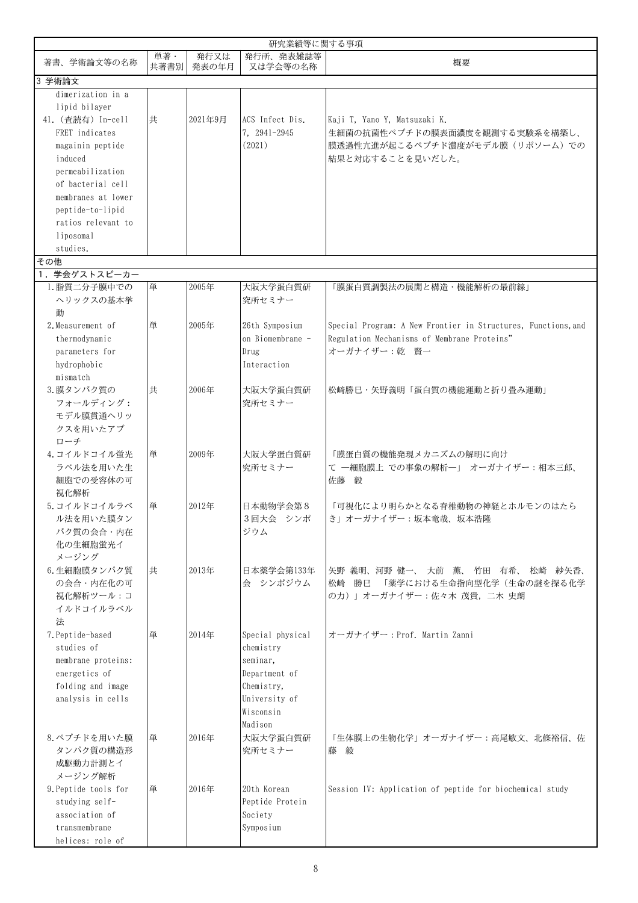| 著書、学術論文等の名称 | 単著・共著書別 | 発行又は発表の年月 | 発行所、発表雑誌等又は学会等の名称 | 概要 |
|---|---|---|---|---|
| 3 学術論文 | | | | |
| dimerization in a lipid bilayer | | | | |
| 41.（査読有）In-cell FRET indicates magainin peptide induced permeabilization of bacterial cell membranes at lower peptide-to-lipid ratios relevant to liposomal studies. | 共 | 2021年9月 | ACS Infect Dis. 7, 2941-2945 (2021) | Kaji T, Yano Y, Matsuzaki K.<br>生細菌の抗菌性ペプチドの膜表面濃度を観測する実験系を構築し、膜透過性亢進が起こるペプチド濃度がモデル膜（リポソーム）での結果と対応することを見いだした。 |
| その他 | | | | |
| 1．学会ゲストスピーカー | | | | |
| 1.脂質二分子膜中でのヘリックスの基本挙動 | 単 | 2005年 | 大阪大学蛋白質研究所セミナー | 「膜蛋白質調製法の展開と構造・機能解析の最前線」 |
| 2.Measurement of thermodynamic parameters for hydrophobic mismatch | 単 | 2005年 | 26th Symposium on Biomembrane - Drug Interaction | Special Program: A New Frontier in Structures, Functions,and Regulation Mechanisms of Membrane Proteins"<br>オーガナイザー：乾　賢一 |
| 3.膜タンパク質のフォールディング：モデル膜貫通ヘリックスを用いたアプローチ | 共 | 2006年 | 大阪大学蛋白質研究所セミナー | 松崎勝巳・矢野義明「蛋白質の機能運動と折り畳み運動」 |
| 4.コイルドコイル蛍光ラベル法を用いた生細胞での受容体の可視化解析 | 単 | 2009年 | 大阪大学蛋白質研究所セミナー | 「膜蛋白質の機能発現メカニズムの解明に向けて ―細胞膜上 での事象の解析―」 オーガナイザー：相本三郎、佐藤　毅 |
| 5.コイルドコイルラベル法を用いた膜タンパク質の会合・内在化の生細胞蛍光イメージング | 単 | 2012年 | 日本動物学会第８３回大会　シンポジウム | 「可視化により明らかとなる脊椎動物の神経とホルモンのはたらき」オーガナイザー：坂本竜哉、坂本浩隆 |
| 6.生細胞膜タンパク質の会合・内在化の可視化解析ツール：コイルドコイルラベル法 | 共 | 2013年 | 日本薬学会第133年会　シンポジウム | 矢野 義明、河野 健一、 大前　薫、 竹田　有希、 松崎　紗矢香、 松崎　勝巳　「薬学における生命指向型化学（生命の謎を探る化学の力）」オーガナイザー：佐々木 茂貴，二木 史朗 |
| 7.Peptide-based studies of membrane proteins: energetics of folding and image analysis in cells | 単 | 2014年 | Special physical chemistry seminar, Department of Chemistry, University of Wisconsin Madison | オーガナイザー：Prof. Martin Zanni |
| 8.ペプチドを用いた膜タンパク質の構造形成駆動力計測とイメージング解析 | 単 | 2016年 | 大阪大学蛋白質研究所セミナー | 「生体膜上の生物化学」オーガナイザー：高尾敏文、北條裕信、佐藤　毅 |
| 9.Peptide tools for studying self-association of transmembrane helices: role of | 単 | 2016年 | 20th Korean Peptide Protein Society Symposium | Session IV: Application of peptide for biochemical study |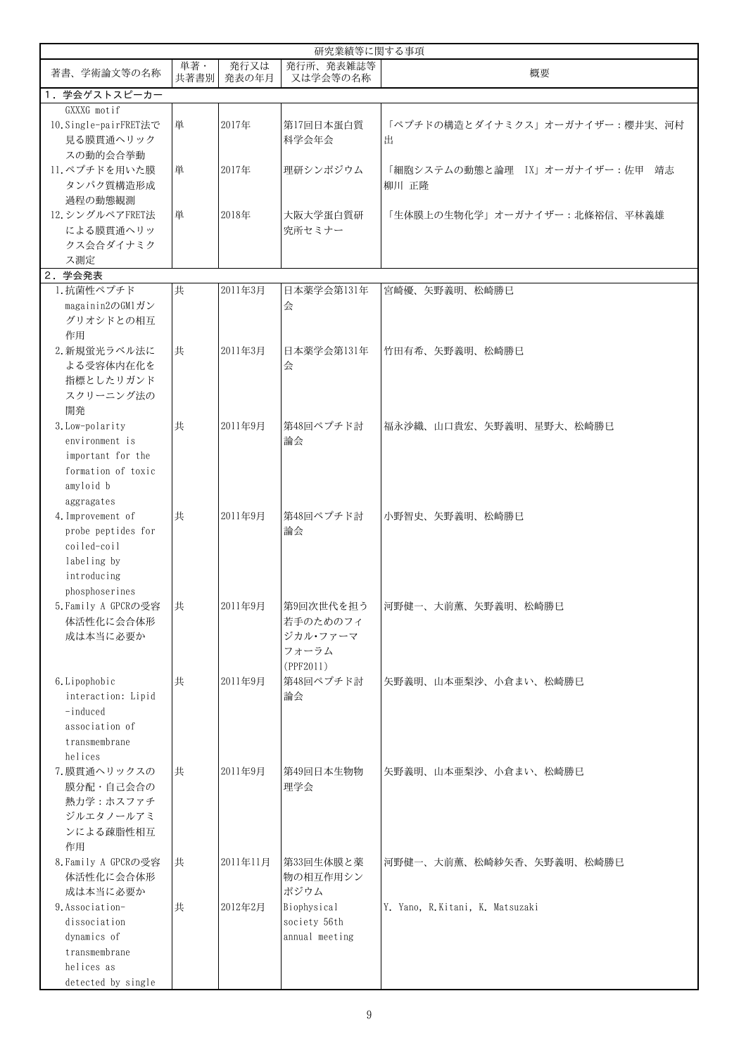| 研究業績等に関する事項 | | | | |
|---|---|---|---|---|
| 著書、学術論文等の名称 | 単著・共著書別 | 発行又は発表の年月 | 発行所、発表雑誌等又は学会等の名称 | 概要 |
| 1．学会ゲストスピーカー | | | | |
| GXXXG motif<br>10.Single-pairFRET法で見る膜貫通ヘリックスの動的会合挙動 | 単 | 2017年 | 第17回日本蛋白質科学会年会 | 「ペプチドの構造とダイナミクス」オーガナイザー：櫻井実、河村出 |
| 11.ペプチドを用いた膜タンパク質構造形成過程の動態観測 | 単 | 2017年 | 理研シンポジウム | 「細胞システムの動態と論理 IX」オーガナイザー：佐甲 靖志 柳川 正隆 |
| 12.シングルペアFRET法による膜貫通ヘリックス会合ダイナミクス測定 | 単 | 2018年 | 大阪大学蛋白質研究所セミナー | 「生体膜上の生物化学」オーガナイザー：北條裕信、平林義雄 |
| 2．学会発表 | | | | |
| 1.抗菌性ペプチドmagainin2のGM1ガングリオシドとの相互作用 | 共 | 2011年3月 | 日本薬学会第131年会 | 宮崎優、矢野義明、松崎勝巳 |
| 2.新規蛍光ラベル法による受容体内在化を指標としたリガンドスクリーニング法の開発 | 共 | 2011年3月 | 日本薬学会第131年会 | 竹田有希、矢野義明、松崎勝巳 |
| 3.Low-polarity environment is important for the formation of toxic amyloid b aggragates | 共 | 2011年9月 | 第48回ペプチド討論会 | 福永沙織、山口貴宏、矢野義明、星野大、松崎勝巳 |
| 4.Improvement of probe peptides for coiled-coil labeling by introducing phosphoserines | 共 | 2011年9月 | 第48回ペプチド討論会 | 小野智史、矢野義明、松崎勝巳 |
| 5.Family A GPCRの受容体活性化に会合体形成は本当に必要か | 共 | 2011年9月 | 第9回次世代を担う若手のためのフィジカル･ファーマフォーラム(PPF2011) | 河野健一、大前薫、矢野義明、松崎勝巳 |
| 6.Lipophobic interaction: Lipid-induced association of transmembrane helices | 共 | 2011年9月 | 第48回ペプチド討論会 | 矢野義明、山本亜梨沙、小倉まい、松崎勝巳 |
| 7.膜貫通ヘリックスの膜分配・自己会合の熱力学：ホスファチジルエタノールアミンによる疎脂性相互作用 | 共 | 2011年9月 | 第49回日本生物物理学会 | 矢野義明、山本亜梨沙、小倉まい、松崎勝巳 |
| 8.Family A GPCRの受容体活性化に会合体形成は本当に必要か | 共 | 2011年11月 | 第33回生体膜と薬物の相互作用シンポジウム | 河野健一、大前薫、松崎紗矢香、矢野義明、松崎勝巳 |
| 9.Association-dissociation dynamics of transmembrane helices as detected by single | 共 | 2012年2月 | Biophysical society 56th annual meeting | Y. Yano, R.Kitani, K. Matsuzaki |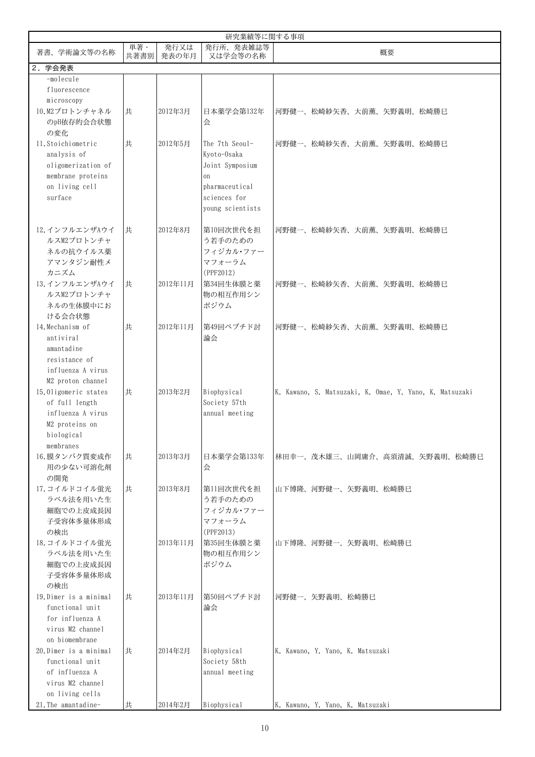| 研究業績等に関する事項 | | | | |
|---|---|---|---|---|
| 著書、学術論文等の名称 | 単著・共著書別 | 発行又は発表の年月 | 発行所、発表雑誌等又は学会等の名称 | 概要 |
| 2．学会発表 | | | | |
| -molecule fluorescence microscopy | | | | |
| 10.M2プロトンチャネルのpH依存的会合状態の変化 | 共 | 2012年3月 | 日本薬学会第132年会 | 河野健一、松崎紗矢香、大前薫、矢野義明、松崎勝巳 |
| 11.Stoichiometric analysis of oligomerization of membrane proteins on living cell surface | 共 | 2012年5月 | The 7th Seoul-Kyoto-Osaka Joint Symposium on pharmaceutical sciences for young scientists | 河野健一、松崎紗矢香、大前薫、矢野義明、松崎勝巳 |
| 12.インフルエンザAウイルスM2プロトンチャネルの抗ウイルス薬アマンタジン耐性メカニズム | 共 | 2012年8月 | 第10回次世代を担う若手のためのフィジカル･ファーマフォーラム(PPF2012) | 河野健一、松崎紗矢香、大前薫、矢野義明、松崎勝巳 |
| 13.インフルエンザAウイルスM2プロトンチャネルの生体膜中における会合状態 | 共 | 2012年11月 | 第34回生体膜と薬物の相互作用シンポジウム | 河野健一、松崎紗矢香、大前薫、矢野義明、松崎勝巳 |
| 14.Mechanism of antiviral amantadine resistance of influenza A virus M2 proton channel | 共 | 2012年11月 | 第49回ペプチド討論会 | 河野健一、松崎紗矢香、大前薫、矢野義明、松崎勝巳 |
| 15.Oligomeric states of full length influenza A virus M2 proteins on biological membranes | 共 | 2013年2月 | Biophysical Society 57th annual meeting | K. Kawano, S. Matsuzaki, K. Omae, Y. Yano, K. Matsuzaki |
| 16.膜タンパク質変成作用の少ない可溶化剤の開発 | 共 | 2013年3月 | 日本薬学会第133年会 | 林田幸一、茂木雄三、山岡庸介、高須清誠、矢野義明、松崎勝巳 |
| 17.コイルドコイル蛍光ラベル法を用いた生細胞での上皮成長因子受容体多量体形成の検出 | 共 | 2013年8月 | 第11回次世代を担う若手のためのフィジカル･ファーマフォーラム(PPF2013) | 山下博隆、河野健一、矢野義明、松崎勝巳 |
| 18.コイルドコイル蛍光ラベル法を用いた生細胞での上皮成長因子受容体多量体形成の検出 | | 2013年11月 | 第35回生体膜と薬物の相互作用シンポジウム | 山下博隆、河野健一、矢野義明、松崎勝巳 |
| 19.Dimer is a minimal functional unit for influenza A virus M2 channel on biomembrane | 共 | 2013年11月 | 第50回ペプチド討論会 | 河野健一、矢野義明、松崎勝巳 |
| 20.Dimer is a minimal functional unit of influenza A virus M2 channel on living cells | 共 | 2014年2月 | Biophysical Society 58th annual meeting | K. Kawano, Y. Yano, K. Matsuzaki |
| 21.The amantadine- | 共 | 2014年2月 | Biophysical | K. Kawano, Y. Yano, K. Matsuzaki |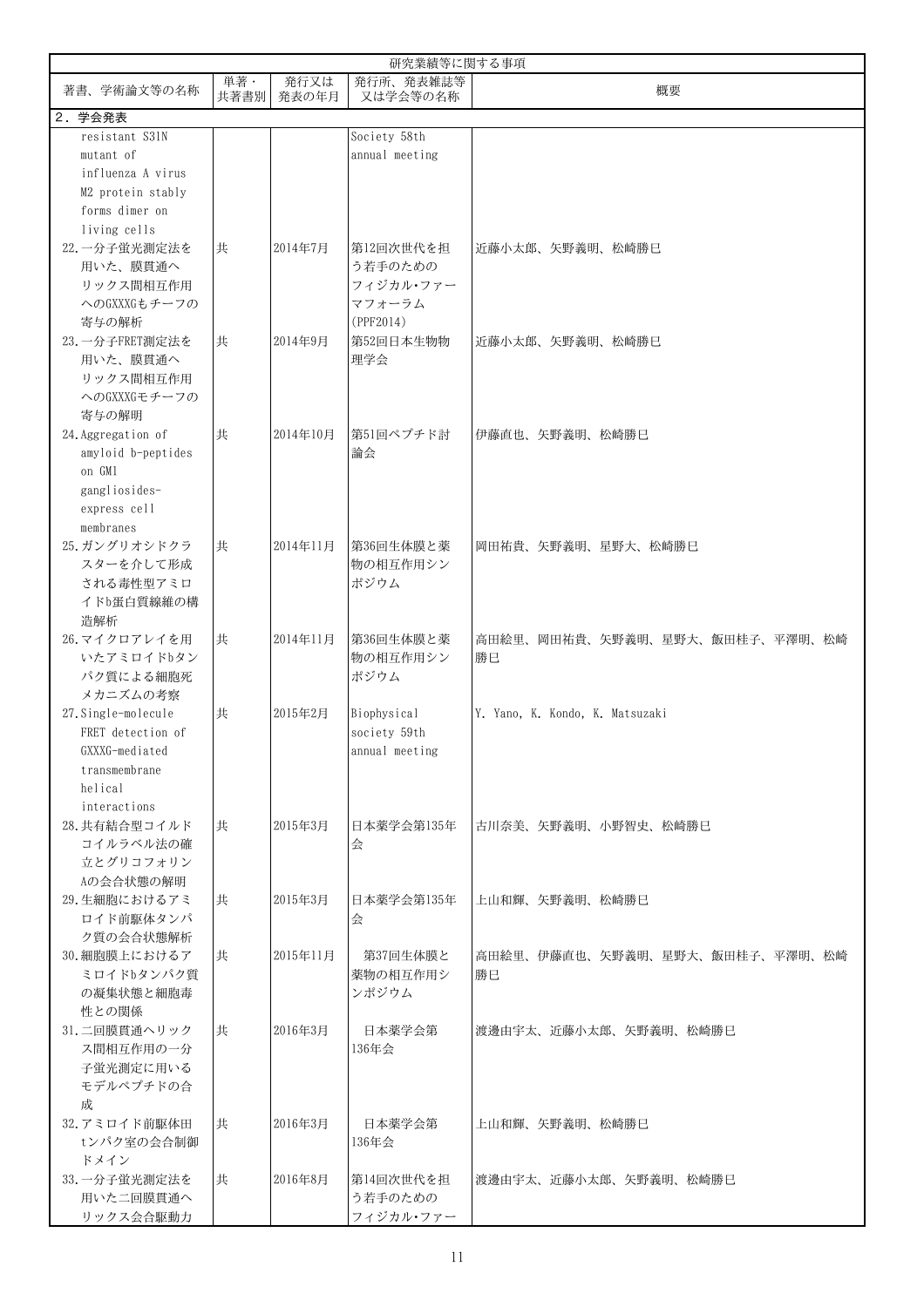| 研究業績等に関する事項 | | | | |
|---|---|---|---|---|
| 著書、学術論文等の名称 | 単著・共著書別 | 発行又は発表の年月 | 発行所、発表雑誌等又は学会等の名称 | 概要 |
| 2．学会発表 | | | | |
| resistant S31N mutant of influenza A virus M2 protein stably forms dimer on living cells | | | Society 58th annual meeting | |
| 22.一分子蛍光測定法を用いた、膜貫通ヘリックス間相互作用へのGXXXGもチーフの寄与の解析 | 共 | 2014年7月 | 第12回次世代を担う若手のためのフィジカル･ファーマフォーラム(PPF2014) | 近藤小太郎、矢野義明、松崎勝巳 |
| 23.一分子FRET測定法を用いた、膜貫通ヘリックス間相互作用へのGXXXGモチーフの寄与の解明 | 共 | 2014年9月 | 第52回日本生物物理学会 | 近藤小太郎、矢野義明、松崎勝巳 |
| 24.Aggregation of amyloid b-peptides on GM1 gangliosides-express cell membranes | 共 | 2014年10月 | 第51回ペプチド討論会 | 伊藤直也、矢野義明、松崎勝巳 |
| 25.ガングリオシドクラスターを介して形成される毒性型アミロイドb蛋白質線維の構造解析 | 共 | 2014年11月 | 第36回生体膜と薬物の相互作用シンポジウム | 岡田祐貴、矢野義明、星野大、松崎勝巳 |
| 26.マイクロアレイを用いたアミロイドbタンパク質による細胞死メカニズムの考察 | 共 | 2014年11月 | 第36回生体膜と薬物の相互作用シンポジウム | 高田絵里、岡田祐貴、矢野義明、星野大、飯田桂子、平澤明、松崎勝巳 |
| 27.Single-molecule FRET detection of GXXXG-mediated transmembrane helical interactions | 共 | 2015年2月 | Biophysical society 59th annual meeting | Y. Yano, K. Kondo, K. Matsuzaki |
| 28.共有結合型コイルドコイルラベル法の確立とグリコフォリンAの会合状態の解明 | 共 | 2015年3月 | 日本薬学会第135年会 | 古川奈美、矢野義明、小野智史、松崎勝巳 |
| 29.生細胞におけるアミロイド前駆体タンパク質の会合状態解析 | 共 | 2015年3月 | 日本薬学会第135年会 | 上山和輝、矢野義明、松崎勝巳 |
| 30.細胞膜上におけるアミロイドbタンパク質の凝集状態と細胞毒性との関係 | 共 | 2015年11月 | 第37回生体膜と薬物の相互作用シンポジウム | 高田絵里、伊藤直也、矢野義明、星野大、飯田桂子、平澤明、松崎勝巳 |
| 31.二回膜貫通ヘリックス間相互作用の一分子蛍光測定に用いるモデルペプチドの合成 | 共 | 2016年3月 | 日本薬学会第136年会 | 渡邊由宇太、近藤小太郎、矢野義明、松崎勝巳 |
| 32.アミロイド前駆体田tンパク室の会合制御ドメイン | 共 | 2016年3月 | 日本薬学会第136年会 | 上山和輝、矢野義明、松崎勝巳 |
| 33.一分子蛍光測定法を用いた二回膜貫通ヘリックス会合駆動力 | 共 | 2016年8月 | 第14回次世代を担う若手のためのフィジカル･ファー | 渡邊由宇太、近藤小太郎、矢野義明、松崎勝巳 |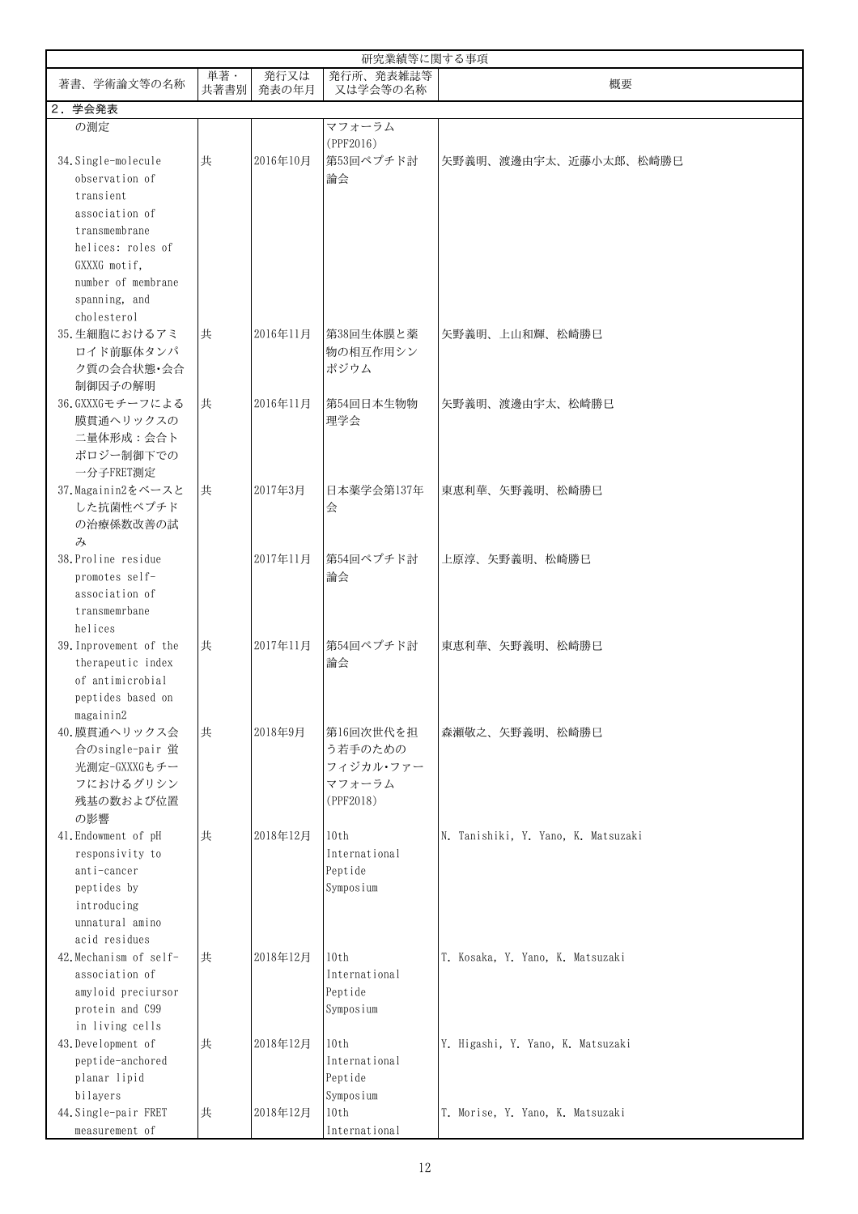| 研究業績等に関する事項 | | | | |
|---|---|---|---|---|
| 著書、学術論文等の名称 | 単著・共著書別 | 発行又は発表の年月 | 発行所、発表雑誌等又は学会等の名称 | 概要 |
| 2．学会発表 | | | | |
| の測定 | | | マフォーラム (PPF2016) | |
| 34. Single-molecule observation of transient association of transmembrane helices: roles of GXXXG motif, number of membrane spanning, and cholesterol | 共 | 2016年10月 | 第53回ペプチド討論会 | 矢野義明、渡邊由宇太、近藤小太郎、松崎勝巳 |
| 35. 生細胞におけるアミロイド前駆体タンパク質の会合状態･会合制御因子の解明 | 共 | 2016年11月 | 第38回生体膜と薬物の相互作用シンポジウム | 矢野義明、上山和輝、松崎勝巳 |
| 36. GXXXGモチーフによる膜貫通ヘリックスの二量体形成：会合トポロジー制御下での一分子FRET測定 | 共 | 2016年11月 | 第54回日本生物物理学会 | 矢野義明、渡邊由宇太、松崎勝巳 |
| 37. Magainin2をベースとした抗菌性ペプチドの治療係数改善の試み | 共 | 2017年3月 | 日本薬学会第137年会 | 東恵利華、矢野義明、松崎勝巳 |
| 38. Proline residue promotes self-association of transmemrbane helices | | 2017年11月 | 第54回ペプチド討論会 | 上原淳、矢野義明、松崎勝巳 |
| 39. Inprovement of the therapeutic index of antimicrobial peptides based on magainin2 | 共 | 2017年11月 | 第54回ペプチド討論会 | 東恵利華、矢野義明、松崎勝巳 |
| 40. 膜貫通ヘリックス会合のsingle-pair 蛍光測定-GXXXGもチーフにおけるグリシン残基の数および位置の影響 | 共 | 2018年9月 | 第16回次世代を担う若手のためのフィジカル･ファーマフォーラム (PPF2018) | 森瀬敬之、矢野義明、松崎勝巳 |
| 41. Endowment of pH responsivity to anti-cancer peptides by introducing unnatural amino acid residues | 共 | 2018年12月 | 10th International Peptide Symposium | N. Tanishiki, Y. Yano, K. Matsuzaki |
| 42. Mechanism of self-association of amyloid preciursor protein and C99 in living cells | 共 | 2018年12月 | 10th International Peptide Symposium | T. Kosaka, Y. Yano, K. Matsuzaki |
| 43. Development of peptide-anchored planar lipid bilayers | 共 | 2018年12月 | 10th International Peptide Symposium | Y. Higashi, Y. Yano, K. Matsuzaki |
| 44. Single-pair FRET measurement of | 共 | 2018年12月 | 10th International | T. Morise, Y. Yano, K. Matsuzaki |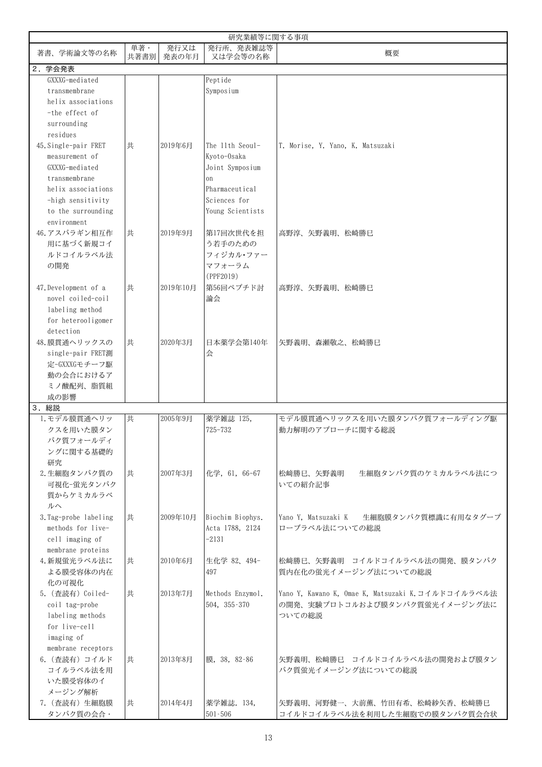| 研究業績等に関する事項 | | | | |
|---|---|---|---|---|
| 著書、学術論文等の名称 | 単著・共著書別 | 発行又は発表の年月 | 発行所、発表雑誌等又は学会等の名称 | 概要 |
| **2．学会発表** | | | | |
| GXXXG-mediated transmembrane helix associations -the effect of surrounding residues | | | Peptide Symposium | |
| 45.Single-pair FRET measurement of GXXXG-mediated transmembrane helix associations -high sensitivity to the surrounding environment | 共 | 2019年6月 | The 11th Seoul-Kyoto-Osaka Joint Symposium on Pharmaceutical Sciences for Young Scientists | T. Morise, Y. Yano, K. Matsuzaki |
| 46.アスパラギン相互作用に基づく新規コイルドコイルラベル法の開発 | 共 | 2019年9月 | 第17回次世代を担う若手のためのフィジカル･ファーマフォーラム (PPF2019) | 高野淳、矢野義明、松崎勝巳 |
| 47.Development of a novel coiled-coil labeling method for heterooligomer detection | 共 | 2019年10月 | 第56回ペプチド討論会 | 高野淳、矢野義明、松崎勝巳 |
| 48.膜貫通ヘリックスのsingle-pair FRET測定-GXXXGモチーフ駆動の会合におけるアミノ酸配列、脂質組成の影響 | 共 | 2020年3月 | 日本薬学会第140年会 | 矢野義明、森瀬敬之、松崎勝巳 |
| **3．総説** | | | | |
| 1.モデル膜貫通ヘリックスを用いた膜タンパク質フォールディングに関する基礎的研究 | 共 | 2005年9月 | 薬学雑誌 125, 725-732 | モデル膜貫通ヘリックスを用いた膜タンパク質フォールディング駆動力解明のアプローチに関する総説 |
| 2.生細胞タンパク質の可視化-蛍光タンパク質からケミカルラベルへ | 共 | 2007年3月 | 化学, 61, 66-67 | 松崎勝巳、矢野義明　生細胞タンパク質のケミカルラベル法についての紹介記事 |
| 3.Tag-probe labeling methods for live-cell imaging of membrane proteins | 共 | 2009年10月 | Biochim Biophys. Acta 1788, 2124-2131 | Yano Y, Matsuzaki K　生細胞膜タンパク質標識に有用なタグープローブラベル法についての総説 |
| 4.新規蛍光ラベル法による膜受容体の内在化の可視化 | 共 | 2010年6月 | 生化学 82、494-497 | 松崎勝巳、矢野義明　コイルドコイルラベル法の開発、膜タンパク質内在化の蛍光イメージング法についての総説 |
| 5.（査読有）Coiled-coil tag-probe labeling methods for live-cell imaging of membrane receptors | 共 | 2013年7月 | Methods Enzymol. 504, 355-370 | Yano Y, Kawano K, Omae K, Matsuzaki K.コイルドコイルラベル法の開発、実験プロトコルおよび膜タンパク質蛍光イメージング法についての総説 |
| 6.（査読有）コイルドコイルラベル法を用いた膜受容体のイメージング解析 | 共 | 2013年8月 | 膜, 38, 82-86 | 矢野義明、松崎勝巳　コイルドコイルラベル法の開発および膜タンパク質蛍光イメージング法についての総説 |
| 7.（査読有）生細胞膜タンパク質の会合・ | 共 | 2014年4月 | 薬学雑誌. 134, 501-506 | 矢野義明、河野健一、大前薫、竹田有希、松崎紗矢香、松崎勝巳　コイルドコイルラベル法を利用した生細胞での膜タンパク質会合状 |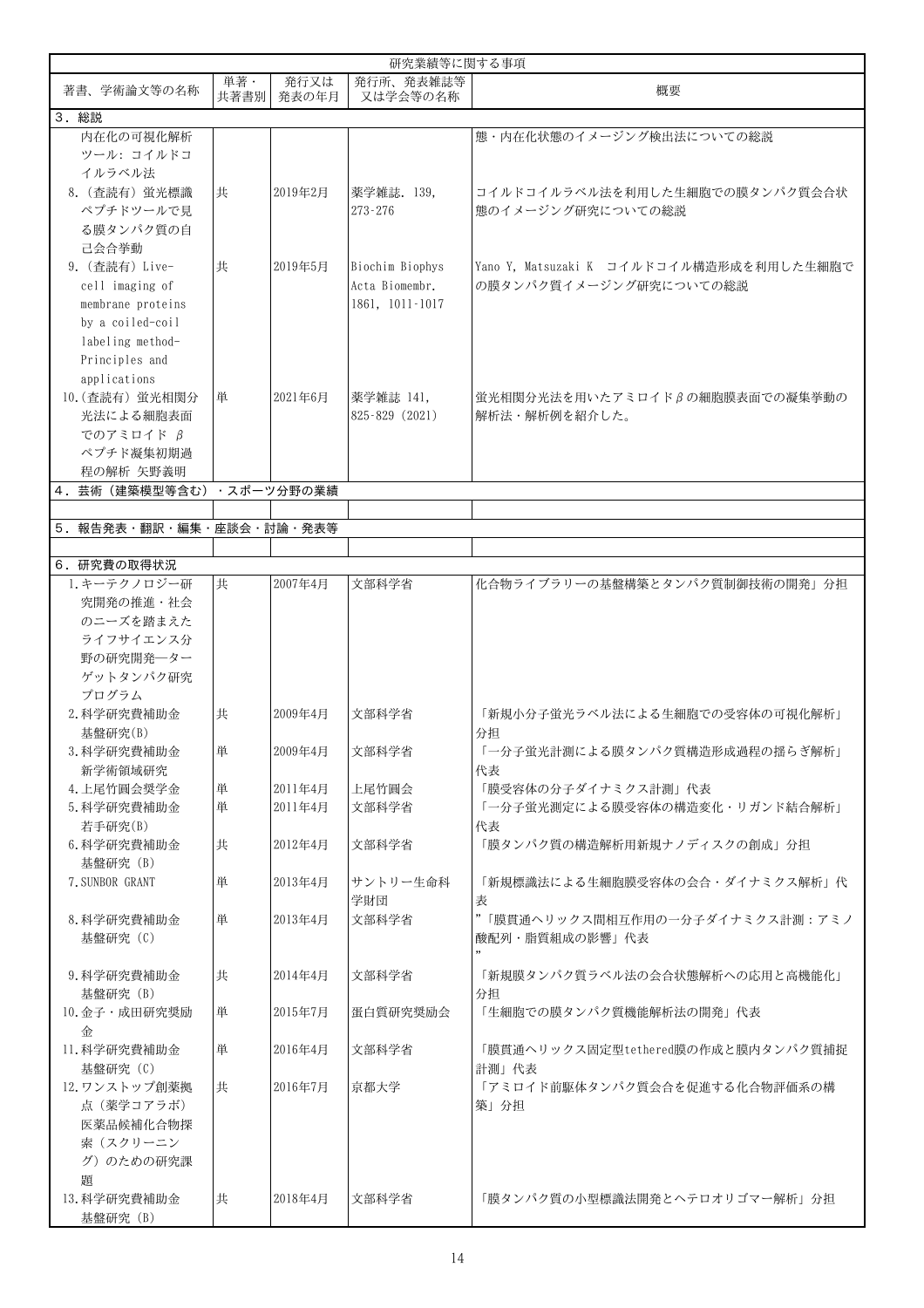| 研究業績等に関する事項 | | | | |
|---|---|---|---|---|
| 著書、学術論文等の名称 | 単著・共著書別 | 発行又は発表の年月 | 発行所、発表雑誌等又は学会等の名称 | 概要 |
| 3．総説 | | | | |
| 内在化の可視化解析ツール: コイルドコイルラベル法 | | | | 態・内在化状態のイメージング検出法についての総説 |
| 8.（査読有）蛍光標識ペプチドツールで見る膜タンパク質の自己会合挙動 | 共 | 2019年2月 | 薬学雑誌. 139, 273-276 | コイルドコイルラベル法を利用した生細胞での膜タンパク質会合状態のイメージング研究についての総説 |
| 9.（査読有）Live-cell imaging of membrane proteins by a coiled-coil labeling method-Principles and applications | 共 | 2019年5月 | Biochim Biophys Acta Biomembr. 1861, 1011-1017 | Yano Y, Matsuzaki K　コイルドコイル構造形成を利用した生細胞での膜タンパク質イメージング研究についての総説 |
| 10.（査読有）蛍光相関分光法による細胞表面でのアミロイド β ペプチド凝集初期過程の解析 矢野義明 | 単 | 2021年6月 | 薬学雑誌 141, 825-829 (2021) | 蛍光相関分光法を用いたアミロイドβの細胞膜表面での凝集挙動の解析法・解析例を紹介した。 |
| 4．芸術（建築模型等含む）・スポーツ分野の業績 | | | | |
| | | | | |
| 5．報告発表・翻訳・編集・座談会・討論・発表等 | | | | |
| | | | | |
| 6．研究費の取得状況 | | | | |
| 1.キーテクノロジー研究開発の推進・社会のニーズを踏まえたライフサイエンス分野の研究開発―ターゲットタンパク研究プログラム | 共 | 2007年4月 | 文部科学省 | 化合物ライブラリーの基盤構築とタンパク質制御技術の開発」分担 |
| 2.科学研究費補助金 基盤研究(B) | 共 | 2009年4月 | 文部科学省 | 「新規小分子蛍光ラベル法による生細胞での受容体の可視化解析」分担 |
| 3.科学研究費補助金 新学術領域研究 | 単 | 2009年4月 | 文部科学省 | 「一分子蛍光計測による膜タンパク質構造形成過程の揺らぎ解析」代表 |
| 4.上尾竹圓会奨学金 | 単 | 2011年4月 | 上尾竹圓会 | 「膜受容体の分子ダイナミクス計測」代表 |
| 5.科学研究費補助金 若手研究(B) | 単 | 2011年4月 | 文部科学省 | 「一分子蛍光測定による膜受容体の構造変化・リガンド結合解析」代表 |
| 6.科学研究費補助金 基盤研究（B） | 共 | 2012年4月 | 文部科学省 | 「膜タンパク質の構造解析用新規ナノディスクの創成」分担 |
| 7.SUNBOR GRANT | 単 | 2013年4月 | サントリー生命科学財団 | 「新規標識法による生細胞膜受容体の会合・ダイナミクス解析」代表 |
| 8.科学研究費補助金 基盤研究（C） | 単 | 2013年4月 | 文部科学省 | "「膜貫通ヘリックス間相互作用の一分子ダイナミクス計測：アミノ酸配列・脂質組成の影響」代表 " |
| 9.科学研究費補助金 基盤研究（B） | 共 | 2014年4月 | 文部科学省 | 「新規膜タンパク質ラベル法の会合状態解析への応用と高機能化」分担 |
| 10.金子・成田研究奨励金 | 単 | 2015年7月 | 蛋白質研究奨励会 | 「生細胞での膜タンパク質機能解析法の開発」代表 |
| 11.科学研究費補助金 基盤研究（C） | 単 | 2016年4月 | 文部科学省 | 「膜貫通ヘリックス固定型tethered膜の作成と膜内タンパク質捕捉計測」代表 |
| 12.ワンストップ創薬拠点（薬学コアラボ）医薬品候補化合物探索（スクリーニング）のための研究課題 | 共 | 2016年7月 | 京都大学 | 「アミロイド前駆体タンパク質会合を促進する化合物評価系の構築」分担 |
| 13.科学研究費補助金 基盤研究（B） | 共 | 2018年4月 | 文部科学省 | 「膜タンパク質の小型標識法開発とヘテロオリゴマー解析」分担 |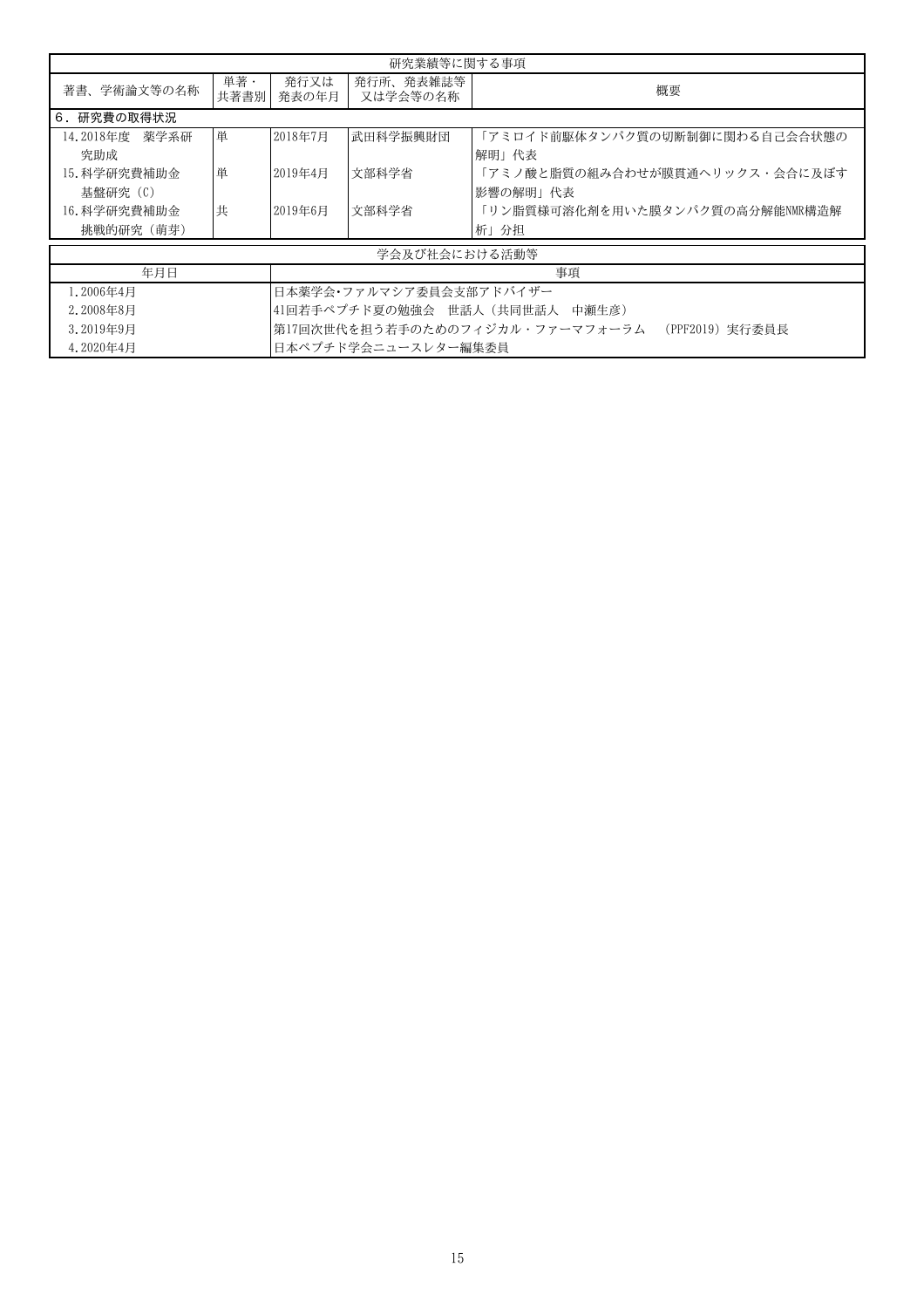| 研究業績等に関する事項 | | | | |
|---|---|---|---|---|
| 著書、学術論文等の名称 | 単著・共著書別 | 発行又は発表の年月 | 発行所、発表雑誌等又は学会等の名称 | 概要 |
| 6．研究費の取得状況 | | | | |
| 14.2018年度　薬学系研究助成 | 単 | 2018年7月 | 武田科学振興財団 | 「アミロイド前駆体タンパク質の切断制御に関わる自己会合状態の解明」代表 |
| 15.科学研究費補助金　基盤研究（C） | 単 | 2019年4月 | 文部科学省 | 「アミノ酸と脂質の組み合わせが膜貫通ヘリックス・会合に及ぼす影響の解明」代表 |
| 16.科学研究費補助金　挑戦的研究（萌芽） | 共 | 2019年6月 | 文部科学省 | 「リン脂質様可溶化剤を用いた膜タンパク質の高分解能NMR構造解析」分担 |

| 学会及び社会における活動等 | |
|---|---|
| 年月日 | 事項 |
| 1.2006年4月 | 日本薬学会･ファルマシア委員会支部アドバイザー |
| 2.2008年8月 | 41回若手ペプチド夏の勉強会　世話人（共同世話人　中瀬生彦） |
| 3.2019年9月 | 第17回次世代を担う若手のためのフィジカル・ファーマフォーラム　（PPF2019）実行委員長 |
| 4.2020年4月 | 日本ペプチド学会ニュースレター編集委員 |